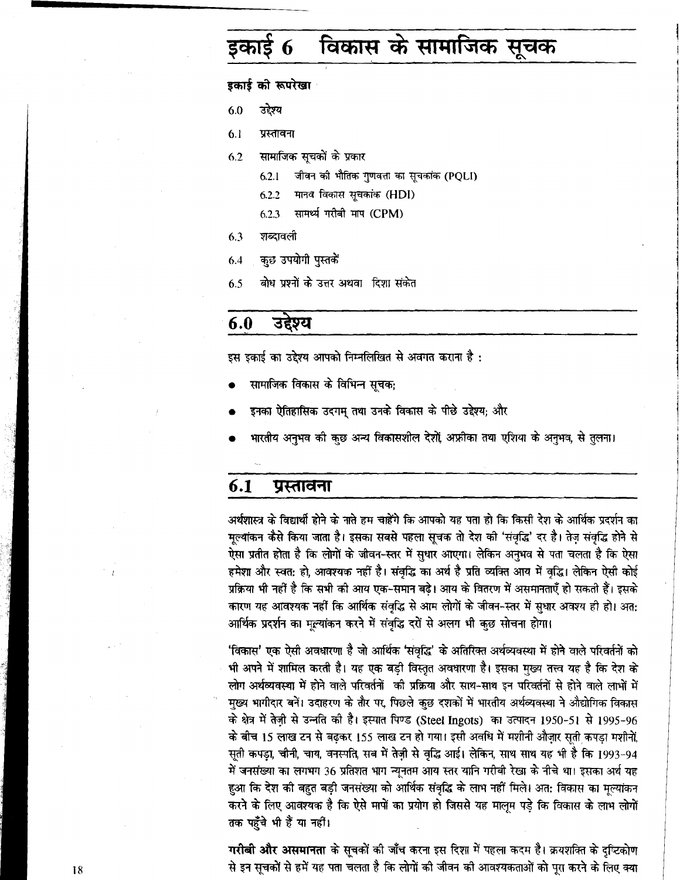# इकाई 6 विकास के सामाजिक सूचक

**इकाई की रूपरेखा**

- 6.0 उद्देश्य
- 6.1 प्रस्तावना
- 6.2 सामाजिक सूचकों के प्रकार
  - 6.2.1 जीवन की भौतिक गुणवत्ता का सूचकांक (PQLI)
  - 6.2.2 मानव विकास सूचकांक (HDI)
  - 6.2.3 सामर्थ्य गरीबी माप (CPM)
- 6.3 शब्दावली
- 6.4 कुछ उपयोगी पुस्तकें
- 6.5 बोध प्रश्नों के उत्तर अथवा दिशा संकेत

## 6.0 उद्देश्य

इस इकाई का उद्देश्य आपको निम्नलिखित से अवगत कराना है :

- सामाजिक विकास के विभिन्न सूचक;
- इनका ऐतिहासिक उदगम् तथा उनके विकास के पीछे उद्देश्य; और
- भारतीय अनुभव की कुछ अन्य विकासशील देशों, अफ्रीका तथा एशिया के अनुभव, से तुलना।

## 6.1 प्रस्तावना

अर्थशास्त्र के विद्यार्थी होने के नाते हम चाहेंगे कि आपको यह पता हो कि किसी देश के आर्थिक प्रदर्शन का मूल्यांकन कैसे किया जाता है। इसका सबसे पहला सूचक तो देश की 'संवृद्धि' दर है। तेज़ संवृद्धि होने से ऐसा प्रतीत होता है कि लोगों के जीवन-स्तर में सुधार आएगा। लेकिन अनुभव से पता चलता है कि ऐसा हमेशा और स्वत: हो, आवश्यक नहीं है। संवृद्धि का अर्थ है प्रति व्यक्ति आय में वृद्धि। लेकिन ऐसी कोई प्रक्रिया भी नहीं है कि सभी की आय एक-समान बढ़े। आय के वितरण में असमानताएँ हो सकती हैं। इसके कारण यह आवश्यक नहीं कि आर्थिक संवृद्धि से आम लोगों के जीवन-स्तर में सुधार अवश्य ही हो। अत: आर्थिक प्रदर्शन का मूल्यांकन करने में संवृद्धि दरों से अलग भी कुछ सोचना होगा।

'विकास' एक ऐसी अवधारणा है जो आर्थिक 'संवृद्धि' के अतिरिक्त अर्थव्यवस्था में होने वाले परिवर्तनों को भी अपने में शामिल करती है। यह एक बड़ी विस्तृत अवधारणा है। इसका मुख्य तत्त्व यह है कि देश के लोग अर्थव्यवस्था में होने वाले परिवर्तनों की प्रक्रिया और साथ-साथ इन परिवर्तनों से होने वाले लाभों में मुख्य भागीदार बनें। उदाहरण के तौर पर, पिछले कुछ दशकों में भारतीय अर्थव्यवस्था ने औद्योगिक विकास के क्षेत्र में तेज़ी से उन्नति की है। इस्पात पिण्ड (Steel Ingots) का उत्पादन 1950-51 से 1995-96 के बीच 15 लाख टन से बढ़कर 155 लाख टन हो गया। इसी अवधि में मशीनी औज़ार सूती कपड़ा मशीनें, सूती कपड़ा, चीनी, चाय, वनस्पति, सब में तेज़ी से वृद्धि आई। लेकिन, साथ साथ यह भी है कि 1993-94 में जनसंख्या का लगभग 36 प्रतिशत भाग न्यूनतम आय स्तर यानि गरीबी रेखा के नीचे था। इसका अर्थ यह हुआ कि देश की बहुत बड़ी जनसंख्या को आर्थिक संवृद्धि के लाभ नहीं मिले। अत: विकास का मूल्यांकन करने के लिए आवश्यक है कि ऐसे मापों का प्रयोग हो जिससे यह मालूम पड़े कि विकास के लाभ लोगों तक पहुँचे भी हैं या नहीं।

**गरीबी और असमानता** के सूचकों की जाँच करना इस दिशा में पहला कदम है। क्रयशक्ति के दृष्टिकोण से इन सूचकों से हमें यह पता चलता है कि लोगों की जीवन की आवश्यकताओं को पूरा करने के लिए क्या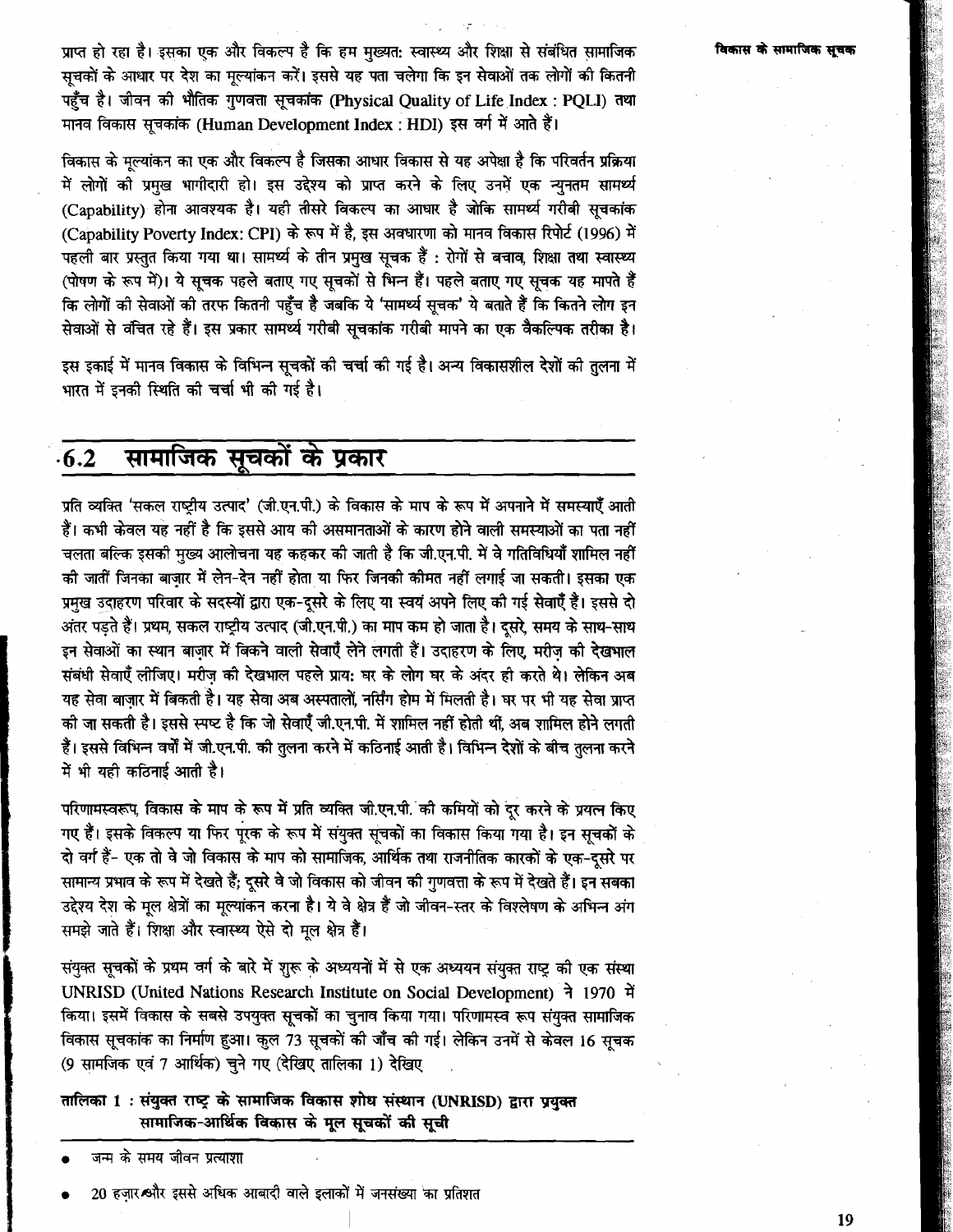प्राप्त हो रहा है। इसका एक और विकल्प है कि हम मुख्यत: स्वास्थ्य और शिक्षा से संबंधित सामाजिक सूचकों के आधार पर देश का मूल्यांकन करें। इससे यह पता चलेगा कि इन सेवाओं तक लोगों की कितनी पहुँच है। जीवन की भौतिक गुणवत्ता सूचकांक (Physical Quality of Life Index : PQLI) तथा मानव विकास सूचकांक (Human Development Index : HDI) इस वर्ग में आते हैं।

विकास के मूल्यांकन का एक और विकल्प है जिसका आधार विकास से यह अपेक्षा है कि परिवर्तन प्रक्रिया में लोगों की प्रमुख भागीदारी हो। इस उद्देश्य को प्राप्त करने के लिए उनमें एक न्युनतम सामर्थ्य (Capability) होना आवश्यक है। यही तीसरे विकल्प का आधार है जोकि सामर्थ्य गरीबी सूचकांक (Capability Poverty Index: CPI) के रूप में है, इस अवधारणा को मानव विकास रिपोर्ट (1996) में पहली बार प्रस्तुत किया गया था। सामर्थ्य के तीन प्रमुख सूचक हैं : रोगों से बचाव, शिक्षा तथा स्वास्थ्य (पोषण के रूप में)। ये सूचक पहले बताए गए सूचकों से भिन्न हैं। पहले बताए गए सूचक यह मापते हैं कि लोगों की सेवाओं की तरफ कितनी पहुँच है जबकि ये 'सामर्थ्य सूचक' ये बताते हैं कि कितने लोग इन सेवाओं से वंचित रहे हैं। इस प्रकार सामर्थ्य गरीबी सूचकांक गरीबी मापने का एक वैकल्पिक तरीका है।

इस इकाई में मानव विकास के विभिन्न सूचकों की चर्चा की गई है। अन्य विकासशील देशों की तुलना में भारत में इनकी स्थिति की चर्चा भी की गई है।

## 6.2 सामाजिक सूचकों के प्रकार

प्रति व्यक्ति 'सकल राष्ट्रीय उत्पाद' (जी.एन.पी.) के विकास के माप के रूप में अपनाने में समस्याएँ आती हैं। कभी केवल यह नहीं है कि इससे आय की असमानताओं के कारण होने वाली समस्याओं का पता नहीं चलता बल्कि इसकी मुख्य आलोचना यह कहकर की जाती है कि जी.एन.पी. में वे गतिविधियाँ शामिल नहीं की जातीं जिनका बाज़ार में लेन-देन नहीं होता या फिर जिनकी कीमत नहीं लगाई जा सकती। इसका एक प्रमुख उदाहरण परिवार के सदस्यों द्वारा एक-दूसरे के लिए या स्वयं अपने लिए की गई सेवाएँ हैं। इससे दो अंतर पड़ते हैं। प्रथम, सकल राष्ट्रीय उत्पाद (जी.एन.पी.) का माप कम हो जाता है। दूसरे, समय के साथ-साथ इन सेवाओं का स्थान बाज़ार में बिकने वाली सेवाएँ लेने लगती हैं। उदाहरण के लिए, मरीज़ की देखभाल संबंधी सेवाएँ लीजिए। मरीज़ की देखभाल पहले प्राय: घर के लोग घर के अंदर ही करते थे। लेकिन अब यह सेवा बाज़ार में बिकती है। यह सेवा अब अस्पतालों, नर्सिंग होम में मिलती है। घर पर भी यह सेवा प्राप्त की जा सकती है। इससे स्पष्ट है कि जो सेवाएँ जी.एन.पी. में शामिल नहीं होती थीं, अब शामिल होने लगती हैं। इससे विभिन्न वर्षों में जी.एन.पी. की तुलना करने में कठिनाई आती है। विभिन्न देशों के बीच तुलना करने में भी यही कठिनाई आती है।

परिणामस्वरूप, विकास के माप के रूप में प्रति व्यक्ति जी.एन.पी. की कमियों को दूर करने के प्रयत्न किए गए हैं। इसके विकल्प या फिर पूरक के रूप में संयुक्त सूचकों का विकास किया गया है। इन सूचकों के दो वर्ग हैं- एक तो वे जो विकास के माप को सामाजिक, आर्थिक तथा राजनीतिक कारकों के एक-दूसरे पर सामान्य प्रभाव के रूप में देखते हैं; दूसरे वे जो विकास को जीवन की गुणवत्ता के रूप में देखते हैं। इन सबका उद्देश्य देश के मूल क्षेत्रों का मूल्यांकन करना है। ये वे क्षेत्र हैं जो जीवन-स्तर के विश्लेषण के अभिन्न अंग समझे जाते हैं। शिक्षा और स्वास्थ्य ऐसे दो मूल क्षेत्र हैं।

संयुक्त सूचकों के प्रथम वर्ग के बारे में शुरू के अध्ययनों में से एक अध्ययन संयुक्त राष्ट्र की एक संस्था UNRISD (United Nations Research Institute on Social Development) ने 1970 में किया। इसमें विकास के सबसे उपयुक्त सूचकों का चुनाव किया गया। परिणामस्व रूप संयुक्त सामाजिक विकास सूचकांक का निर्माण हुआ। कुल 73 सूचकों की जाँच की गई। लेकिन उनमें से केवल 16 सूचक (9 सामजिक एवं 7 आर्थिक) चुने गए (देखिए तालिका 1) देखिए

**तालिका 1 : संयुक्त राष्ट्र के सामाजिक विकास शोध संस्थान (UNRISD) द्वारा प्रयुक्त सामाजिक-आर्थिक विकास के मूल सूचकों की सूची**

- जन्म के समय जीवन प्रत्याशा
- 20 हज़ार और इससे अधिक आबादी वाले इलाकों में जनसंख्या का प्रतिशत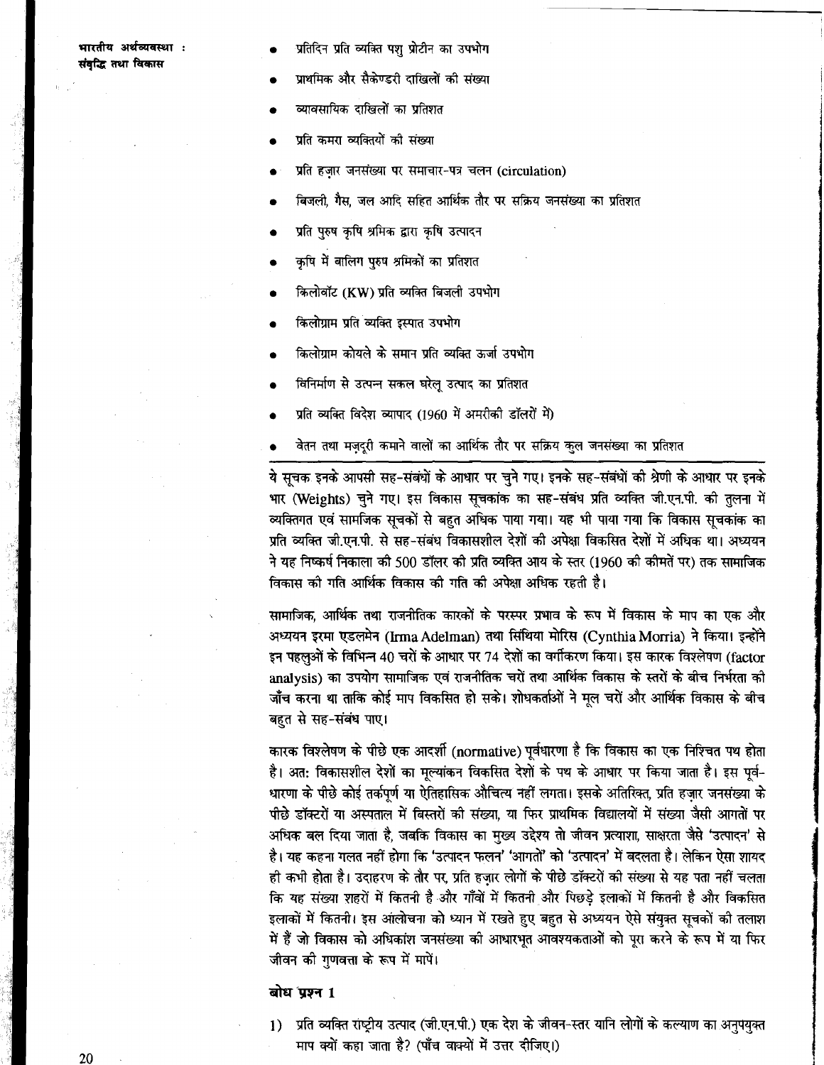- प्रतिदिन प्रति व्यक्ति पशु प्रोटीन का उपभोग
- प्राथमिक और सैकेण्डरी दाखिलों की संख्या
- व्यावसायिक दाखिलों का प्रतिशत
- प्रति कमरा व्यक्तियों की संख्या
- प्रति हज़ार जनसंख्या पर समाचार-पत्र चलन (circulation)
- बिजली, गैस, जल आदि सहित आर्थिक तौर पर सक्रिय जनसंख्या का प्रतिशत
- प्रति पुरुष कृषि श्रमिक द्वारा कृषि उत्पादन
- कृषि में बालिग पुरुष श्रमिकों का प्रतिशत
- किलोवॉट (KW) प्रति व्यक्ति बिजली उपभोग
- किलोग्राम प्रति व्यक्ति इस्पात उपभोग
- किलोग्राम कोयले के समान प्रति व्यक्ति ऊर्जा उपभोग
- विनिर्माण से उत्पन्न सकल घरेलू उत्पाद का प्रतिशत
- प्रति व्यक्ति विदेश व्यापाद (1960 में अमरीकी डॉलरों में)
- वेतन तथा मज़दूरी कमाने वालों का आर्थिक तौर पर सक्रिय कुल जनसंख्या का प्रतिशत

ये सूचक इनके आपसी सह-संबंधों के आधार पर चुने गए। इनके सह-संबंधों की श्रेणी के आधार पर इनके भार (Weights) चुने गए। इस विकास सूचकांक का सह-संबंध प्रति व्यक्ति जी.एन.पी. की तुलना में व्यक्तिगत एवं सामजिक सूचकों से बहुत अधिक पाया गया। यह भी पाया गया कि विकास सूचकांक का प्रति व्यक्ति जी.एन.पी. से सह-संबंध विकासशील देशों की अपेक्षा विकसित देशों में अधिक था। अध्ययन ने यह निष्कर्ष निकाला की 500 डॉलर की प्रति व्यक्ति आय के स्तर (1960 की कीमतें पर) तक सामाजिक विकास की गति आर्थिक विकास की गति की अपेक्षा अधिक रहती है।

सामाजिक, आर्थिक तथा राजनीतिक कारकों के परस्पर प्रभाव के रूप में विकास के माप का एक और अध्ययन इरमा एडलमेन (Irma Adelman) तथा सिंथिया मोरिस (Cynthia Morria) ने किया। इन्होंने इन पहलुओं के विभिन्न 40 चरों के आधार पर 74 देशों का वर्गीकरण किया। इस कारक विश्लेषण (factor analysis) का उपयोग सामाजिक एवं राजनीतिक चरों तथा आर्थिक विकास के स्तरों के बीच निर्भरता को जाँच करना था ताकि कोई माप विकसित हो सके। शोधकर्ताओं ने मूल चरों और आर्थिक विकास के बीच बहुत से सह-संबंध पाए।

कारक विश्लेषण के पीछे एक आदर्शी (normative) पूर्वधारणा है कि विकास का एक निश्चित पथ होता है। अत: विकासशील देशों का मूल्यांकन विकसित देशों के पथ के आधार पर किया जाता है। इस पूर्व-धारणा के पीछे कोई तर्कपूर्ण या ऐतिहासिक औचित्य नहीं लगता। इसके अतिरिक्त, प्रति हज़ार जनसंख्या के पीछे डॉक्टरों या अस्पताल में बिस्तरों की संख्या, या फिर प्राथमिक विद्यालयों में संख्या जैसी आगतों पर अधिक बल दिया जाता है, जबकि विकास का मुख्य उद्देश्य तो जीवन प्रत्याशा, साक्षरता जैसे 'उत्पादन' से है। यह कहना गलत नहीं होगा कि 'उत्पादन फलन' 'आगतों' को 'उत्पादन' में बदलता है। लेकिन ऐसा शायद ही कभी होता है। उदाहरण के तौर पर, प्रति हज़ार लोगों के पीछे डॉक्टरों की संख्या से यह पता नहीं चलता कि यह संख्या शहरों में कितनी है और गाँवों में कितनी और पिछड़े इलाकों में कितनी है और विकसित इलाकों में कितनी। इस आलोचना को ध्यान में रखते हुए बहुत से अध्ययन ऐसे संयुक्त सूचकों की तलाश में हैं जो विकास को अधिकांश जनसंख्या की आधारभूत आवश्यकताओं को पूरा करने के रूप में या फिर जीवन की गुणवत्ता के रूप में मापें।

### बोध प्रश्न 1

1) प्रति व्यक्ति राष्ट्रीय उत्पाद (जी.एन.पी.) एक देश के जीवन-स्तर यानि लोगों के कल्याण का अनुपयुक्त माप क्यों कहा जाता है? (पाँच वाक्यों में उत्तर दीजिए।)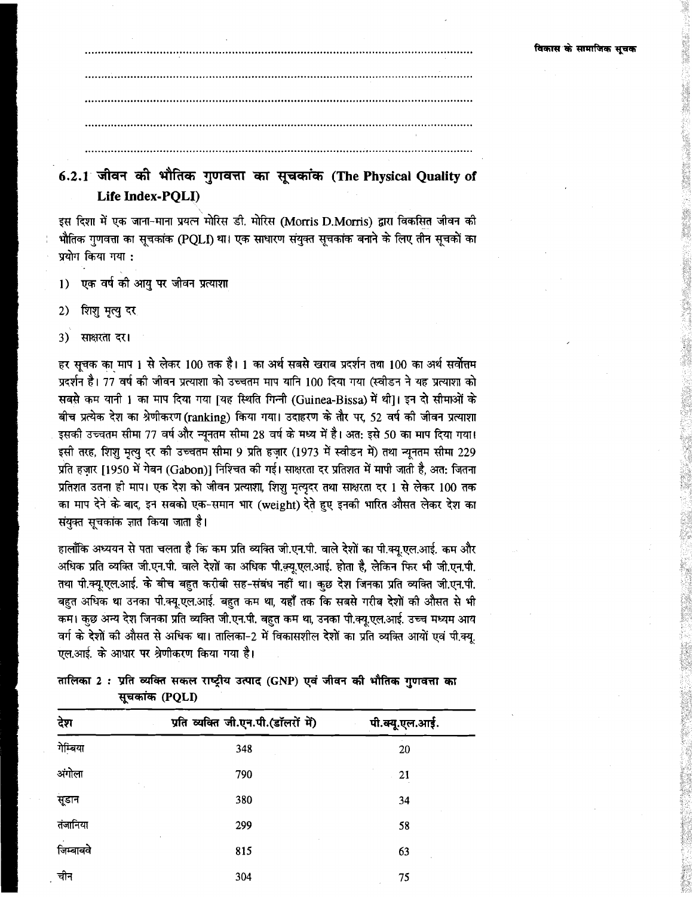## 6.2.1 जीवन की भौतिक गुणवत्ता का सूचकांक (The Physical Quality of Life Index-PQLI)

इस दिशा में एक जाना-माना प्रयत्न मोरिस डी. मोरिस (Morris D.Morris) द्वारा विकसित जीवन की भौतिक गुणवत्ता का सूचकांक (PQLI) था। एक साधारण संयुक्त सूचकांक बनाने के लिए तीन सूचकों का प्रयोग किया गया :

1) एक वर्ष की आयु पर जीवन प्रत्याशा
2) शिशु मृत्यु दर
3) साक्षरता दर।

हर सूचक का माप 1 से लेकर 100 तक है। 1 का अर्थ सबसे खराब प्रदर्शन तथा 100 का अर्थ सर्वोत्तम प्रदर्शन है। 77 वर्ष की जीवन प्रत्याशा को उच्चतम माप यानि 100 दिया गया (स्वीडन ने यह प्रत्याशा को सबसे कम यानी 1 का माप दिया गया [यह स्थिति गिन्नी (Guinea-Bissa) में थी]। इन दो सीमाओं के बीच प्रत्येक देश का श्रेणीकरण (ranking) किया गया। उदाहरण के तौर पर, 52 वर्ष की जीवन प्रत्याशा इसकी उच्चतम सीमा 77 वर्ष और न्यूनतम सीमा 28 वर्ष के मध्य में है। अत: इसे 50 का माप दिया गया। इसी तरह, शिशु मृत्यु दर की उच्चतम सीमा 9 प्रति हज़ार (1973 में स्वीडन में) तथा न्यूनतम सीमा 229 प्रति हज़ार [1950 में गेबन (Gabon)] निश्चित की गई। साक्षरता दर प्रतिशत में मापी जाती है, अत: जितना प्रतिशत उतना ही माप। एक देश को जीवन प्रत्याशा, शिशु मृत्युदर तथा साक्षरता दर 1 से लेकर 100 तक का माप देने के बाद, इन सबको एक-समान भार (weight) देते हुए इनकी भारित औसत लेकर देश का संयुक्त सूचकांक ज्ञात किया जाता है।

हालाँकि अध्ययन से पता चलता है कि कम प्रति व्यक्ति जी.एन.पी. वाले देशों का पी.क्यू.एल.आई. कम और अधिक प्रति व्यक्ति जी.एन.पी. वाले देशों का अधिक पी.क्यू.एल.आई. होता है, लेकिन फिर भी जी.एन.पी. तथा पी.क्यू.एल.आई. के बीच बहुत करीबी सह-संबंध नहीं था। कुछ देश जिनका प्रति व्यक्ति जी.एन.पी. बहुत अधिक था उनका पी.क्यू.एल.आई. बहुत कम था, यहाँ तक कि सबसे गरीब देशों की औसत से भी कम। कुछ अन्य देश जिनका प्रति व्यक्ति जी.एन.पी. बहुत कम था, उनका पी.क्यू.एल.आई. उच्च मध्यम आय वर्ग के देशों की औसत से अधिक था। तालिका-2 में विकासशील देशों का प्रति व्यक्ति आयों एवं पी.क्यू. एल.आई. के आधार पर श्रेणीकरण किया गया है।

**तालिका 2 : प्रति व्यक्ति सकल राष्ट्रीय उत्पाद (GNP) एवं जीवन की भौतिक गुणवत्ता का सूचकांक (PQLI)**

| देश | प्रति व्यक्ति जी.एन.पी.(डॉलरों में) | पी.क्यू.एल.आई. |
|---|---|---|
| गेम्बिया | 348 | 20 |
| अंगोला | 790 | 21 |
| सूडान | 380 | 34 |
| तंजानिया | 299 | 58 |
| जिम्बाबवे | 815 | 63 |
| चीन | 304 | 75 |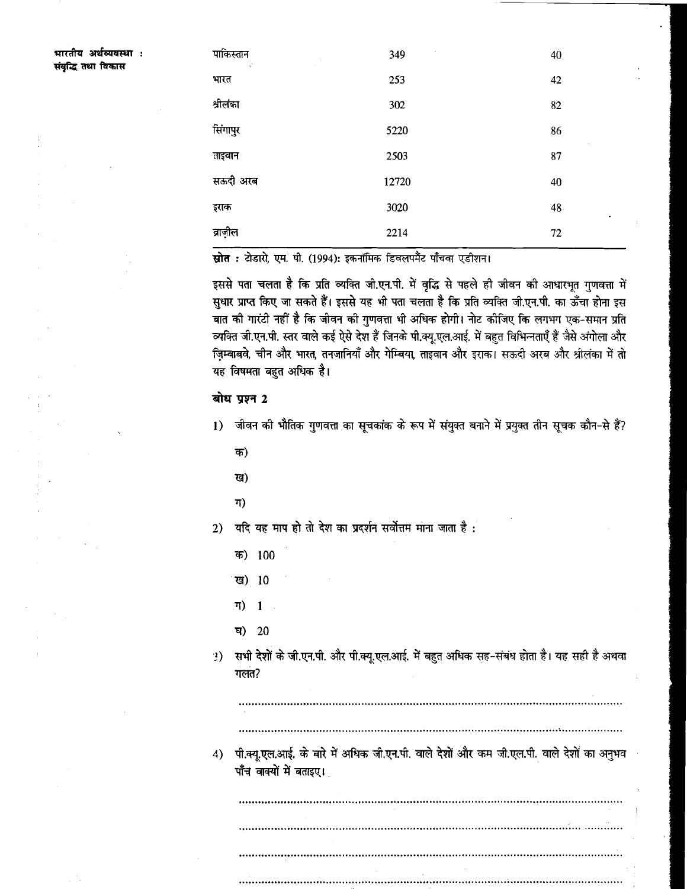| | | |
|---|---|---|
| पाकिस्तान | 349 | 40 |
| भारत | 253 | 42 |
| श्रीलंका | 302 | 82 |
| सिंगापुर | 5220 | 86 |
| ताइवान | 2503 | 87 |
| सऊदी अरब | 12720 | 40 |
| इराक | 3020 | 48 |
| ब्राज़ील | 2214 | 72 |

**स्रोत :** टोडारो, एम. पी. (1994): इकनॉमिक डिवलपमैंट पाँचवा एडीशन।

इससे पता चलता है कि प्रति व्यक्ति जी.एन.पी. में वृद्धि से पहले ही जीवन की आधारभूत गुणवत्ता में सुधार प्राप्त किए जा सकते हैं। इससे यह भी पता चलता है कि प्रति व्यक्ति जी.एन.पी. का ऊँचा होना इस बात की गारंटी नहीं है कि जीवन की गुणवत्ता भी अधिक होगी। नोट कीजिए कि लगभग एक-समान प्रति व्यक्ति जी.एन.पी. स्तर वाले कई ऐसे देश हैं जिनके पी.क्यू.एल.आई. में बहुत विभिन्नताएँ हैं जैसे अंगोला और ज़िम्बाबवे, चीन और भारत, तनजानियाँ और गेम्बिया, ताइवान और इराक। सऊदी अरब और श्रीलंका में तो यह विषमता बहुत अधिक है।

### बोध प्रश्न 2

1) जीवन की भौतिक गुणवत्ता का सूचकांक के रूप में संयुक्त बनाने में प्रयुक्त तीन सूचक कौन-से हैं?

   क)

   ख)

   ग)

2) यदि यह माप हो तो देश का प्रदर्शन सर्वोत्तम माना जाता है :

   क) 100

   ख) 10

   ग) 1

   घ) 20

3) सभी देशों के जी.एन.पी. और पी.क्यू.एल.आई. में बहुत अधिक सह-संबंध होता है। यह सही है अथवा गलत?

   ..............................................................................................................

   ..............................................................................................................

4) पी.क्यू.एल.आई. के बारे में अधिक जी.एन.पी. वाले देशों और कम जी.एल.पी. वाले देशों का अनुभव पाँच वाक्यों में बताइए।

   ..............................................................................................................

   ..............................................................................................................

   ..............................................................................................................

   ..............................................................................................................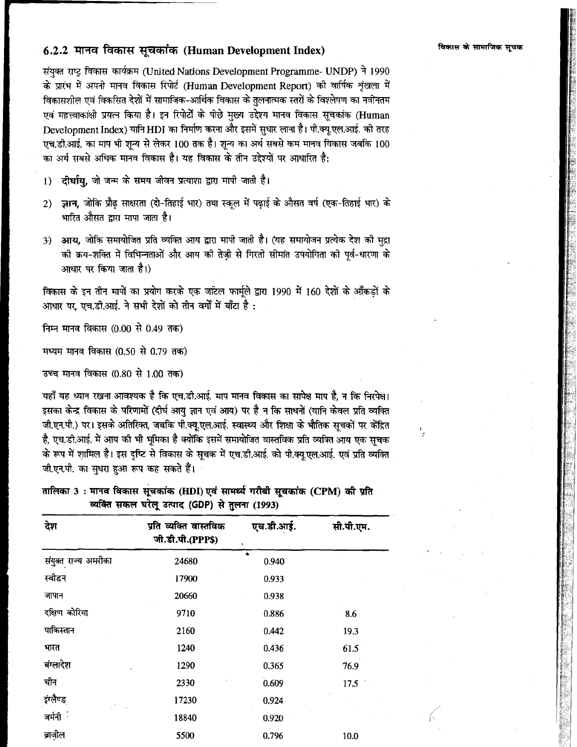### 6.2.2 मानव विकास सूचकांक (Human Development Index)

संयुक्त राष्ट्र विकास कार्यक्रम (United Nations Development Programme- UNDP) ने 1990 के प्रारंभ में अपनी मानव विकास रिपोर्ट (Human Development Report) की वार्षिक शृंखला में विकासशील एवं विकसित देशों में सामाजिक-आर्थिक विकास के तुलनात्मक स्तरों के विश्लेषण का नवीनतम एवं महत्त्वाकांक्षी प्रयत्न किया है। इन रिपोर्टों के पीछे मुख्य उद्देश्य मानव विकास सूचकांक (Human Development Index) यानि HDI का निर्माण करना और इसमें सुधार लाना है। पी.क्यू.एल.आई. की तरह एच.डी.आई. का माप भी शून्य से लेकर 100 तक है। शून्य का अर्थ सबसे कम मानव विकास जबकि 100 का अर्थ सबसे अधिक मानव विकास है। यह विकास के तीन उद्देश्यों पर आधारित है:

1) **दीर्घायु,** जो जन्म के समय जीवन प्रत्याशा द्वारा मापी जाती है।

2) **ज्ञान,** जोकि प्रौढ़ साक्षरता (दो-तिहाई भार) तथा स्कूल में पढ़ाई के औसत वर्ष (एक-तिहाई भार) के भारित औसत द्वारा मापा जाता है।

3) **आय,** जोकि समायोजित प्रति व्यक्ति आय द्वारा मापी जाती है। (यह समायोजन प्रत्येक देश की मुद्रा की क्रय-शक्ति में विभिन्नताओं और आय की तेज़ी से गिरती सीमांत उपयोगिता की पूर्व-धारणा के आधार पर किया जाता है।)

विकास के इन तीन मापों का प्रयोग करके एक जटिल फार्मूले द्वारा 1990 में 160 देशों के आँकड़ों के आधार पर, एच.डी.आई. ने सभी देशों को तीन वर्गों में बाँटा है :

निम्न मानव विकास (0.00 से 0.49 तक)

मध्यम मानव विकास (0.50 से 0.79 तक)

उच्च मानव विकास (0.80 से 1.00 तक)

यहाँ यह ध्यान रखना आवश्यक है कि एच.डी.आई. माप मानव विकास का सापेक्ष माप है, न कि निरपेक्ष। इसका केन्द्र विकास के परिणामों (दीर्घ आयु ज्ञान एवं आय) पर है न कि साधनों (यानि केवल प्रति व्यक्ति जी.एन.पी.) पर। इसके अतिरिक्त, जबकि पी.क्यू.एल.आई. स्वास्थ्य और शिक्षा के भौतिक सूचकों पर केंद्रित है, एच.डी.आई. में आय की भी भूमिका है क्योंकि इसमें समायोजित वास्तविक प्रति व्यक्ति आय एक सूचक के रूप में शामिल है। इस दृष्टि से विकास के सूचक में एच.डी.आई. को पी.क्यू.एल.आई. एवं प्रति व्यक्ति जी.एन.पी. का सुधरा हुआ रूप कह सकते हैं।

**तालिका 3 : मानव विकास सूचकांक (HDI) एवं सामर्थ्य गरीबी सूचकांक (CPM) की प्रति व्यक्ति सकल घरेलू उत्पाद (GDP) से तुलना (1993)**

| देश | प्रति व्यक्ति वास्तविक जी.डी.पी.(PPP$) | एच.डी.आई. | सी.पी.एम. |
|---|---|---|---|
| संयुक्त राज्य अमरीका | 24680 | 0.940 | |
| स्वीडन | 17900 | 0.933 | |
| जापान | 20660 | 0.938 | |
| दक्षिण कोरिया | 9710 | 0.886 | 8.6 |
| पाकिस्तान | 2160 | 0.442 | 19.3 |
| भारत | 1240 | 0.436 | 61.5 |
| बंग्लादेश | 1290 | 0.365 | 76.9 |
| चीन | 2330 | 0.609 | 17.5 |
| इंग्लैण्ड | 17230 | 0.924 | |
| जर्मनी | 18840 | 0.920 | |
| ब्राज़ील | 5500 | 0.796 | 10.0 |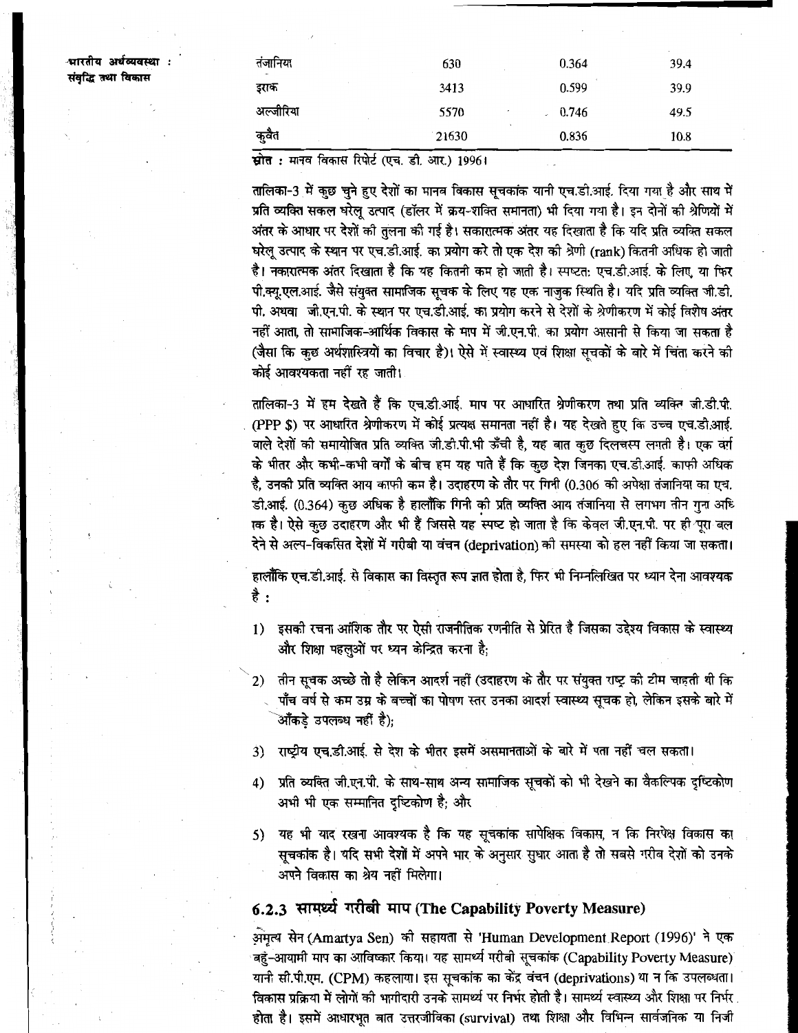| तंजानिया | 630 | 0.364 | 39.4 |
|---|---|---|---|
| इराक | 3413 | 0.599 | 39.9 |
| अल्जीरिया | 5570 | 0.746 | 49.5 |
| कुवैत | 21630 | 0.836 | 10.8 |

स्रोत : मानव विकास रिपोर्ट (एच. डी. आर.) 1996।

तालिका-3 में कुछ चुने हुए देशों का मानव विकास सूचकांक यानी एच.डी.आई. दिया गया है और साथ में प्रति व्यक्ति सकल घरेलू उत्पाद (डॉलर में क्रय-शक्ति समानता) भी दिया गया है। इन दोनों की श्रेणियों में अंतर के आधार पर देशों की तुलना की गई है। सकारात्मक अंतर यह दिखाता है कि यदि प्रति व्यक्ति सकल घरेलू उत्पाद के स्थान पर एच.डी.आई. का प्रयोग करें तो एक देश की श्रेणी (rank) कितनी अधिक हो जाती है। नकारात्मक अंतर दिखाता है कि यह कितनी कम हो जाती है। स्पष्टतः एच.डी.आई. के लिए, या फिर पी.क्यू.एल.आई. जैसे संयुक्त सामाजिक सूचक के लिए यह एक नाजुक स्थिति है। यदि प्रति व्यक्ति जी.डी.पी. अथवा जी.एन.पी. के स्थान पर एच.डी.आई. का प्रयोग करने से देशों के श्रेणीकरण में कोई विशेष अंतर नहीं आता, तो सामाजिक-आर्थिक विकास के माप में जी.एन.पी. का प्रयोग आसानी से किया जा सकता है (जैसा कि कुछ अर्थशास्त्रियों का विचार है)। ऐसे में स्वास्थ्य एवं शिक्षा सूचकों के बारे में चिंता करने की कोई आवश्यकता नहीं रह जाती।

तालिका-3 में हम देखते हैं कि एच.डी.आई. माप पर आधारित श्रेणीकरण तथा प्रति व्यक्ति जी.डी.पी. (PPP $) पर आधारित श्रेणीकरण में कोई प्रत्यक्ष समानता नहीं है। यह देखते हुए कि उच्च एच.डी.आई. वाले देशों की समायोजित प्रति व्यक्ति जी.डी.पी.भी ऊँची है, यह बात कुछ दिलचस्प लगती है। एक वर्ग के भीतर और कभी-कभी वर्गों के बीच हम यह पाते हैं कि कुछ देश जिनका एच.डी.आई. काफी अधिक है, उनकी प्रति व्यक्ति आय काफी कम है। उदाहरण के तौर पर गिनी (0.306 की अपेक्षा तंजानिया का एच. डी.आई. (0.364) कुछ अधिक है हालाँकि गिनी की प्रति व्यक्ति आय तंजानिया से लगभग तीन गुना अधिक है। ऐसे कुछ उदाहरण और भी हैं जिससे यह स्पष्ट हो जाता है कि केवल जी.एन.पी. पर ही पूरा बल देने से अल्प-विकसित देशों में गरीबी या वंचन (deprivation) की समस्या को हल नहीं किया जा सकता।

हालाँकि एच.डी.आई. से विकास का विस्तृत रूप ज्ञात होता है, फिर भी निम्नलिखित पर ध्यान देना आवश्यक है :

1) इसकी रचना आंशिक तौर पर ऐसी राजनीतिक रणनीति से प्रेरित है जिसका उद्देश्य विकास के स्वास्थ्य और शिक्षा पहलुओं पर ध्यन केन्द्रित करना है;

2) तीन सूचक अच्छे तो है लेकिन आदर्श नहीं (उदाहरण के तौर पर संयुक्त राष्ट्र की टीम चाहती थी कि पाँच वर्ष से कम उम्र के बच्चों का पोषण स्तर उनका आदर्श स्वास्थ्य सूचक हो, लेकिन इसके बारे में आँकड़े उपलब्ध नहीं है);

3) राष्ट्रीय एच.डी.आई. से देश के भीतर इसमें असमानताओं के बारे में पता नहीं चल सकता।

4) प्रति व्यक्ति जी.एन.पी. के साथ-साथ अन्य सामाजिक सूचकों को भी देखने का वैकल्पिक दृष्टिकोण अभी भी एक सम्मानित दृष्टिकोण है; और

5) यह भी याद रखना आवश्यक है कि यह सूचकांक सापेक्षिक विकास, न कि निरपेक्ष विकास का सूचकांक है। यदि सभी देशों में अपने भार के अनुसार सुधार आता है तो सबसे गरीब देशों को उनके अपने विकास का श्रेय नहीं मिलेगा।

### 6.2.3 सामर्थ्य गरीबी माप (The Capability Poverty Measure)

अमृत्य सेन (Amartya Sen) की सहायता से 'Human Development Report (1996)' ने एक बहु-आयामी माप का आविष्कार किया। यह सामर्थ्य गरीबी सूचकांक (Capability Poverty Measure) यानी सी.पी.एम. (CPM) कहलाया। इस सूचकांक का केंद्र वंचन (deprivations) था न कि उपलब्धता। विकास प्रक्रिया में लोगों की भागीदारी उनके सामर्थ्य पर निर्भर होती है। सामर्थ्य स्वास्थ्य और शिक्षा पर निर्भर होता है। इसमें आधारभूत बात उत्तरजीविका (survival) तथा शिक्षा और विभिन्न सार्वजनिक या निजी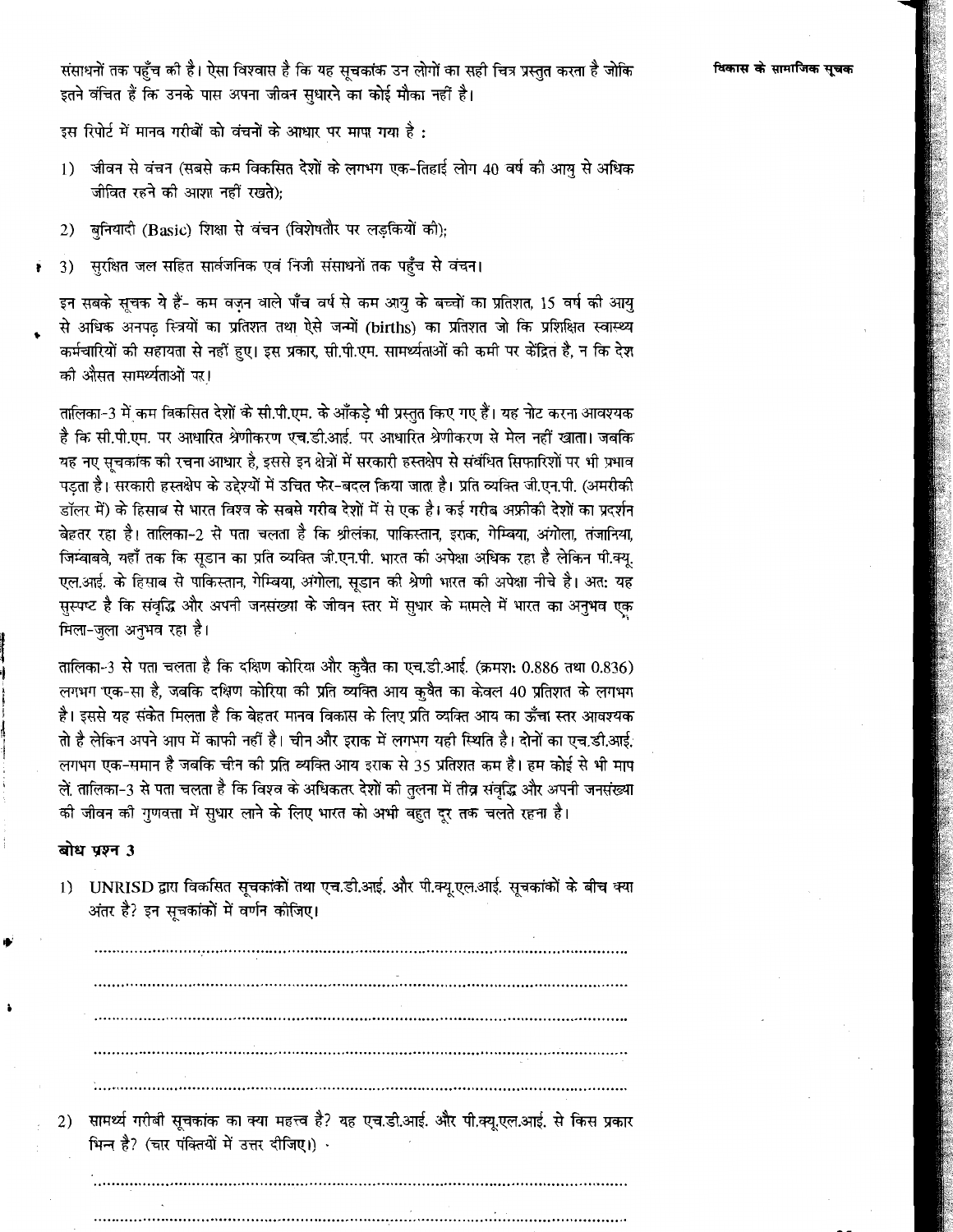संसाधनों तक पहुँच की है। ऐसा विश्वास है कि यह सूचकांक उन लोगों का सही चित्र प्रस्तुत करता है जोकि इतने वंचित हैं कि उनके पास अपना जीवन सुधारने का कोई मौका नहीं है।

इस रिपोर्ट में मानव गरीबी को वंचनों के आधार पर मापा गया है :

1) जीवन से वंचन (सबसे कम विकसित देशों के लगभग एक-तिहाई लोग 40 वर्ष की आयु से अधिक जीवित रहने की आशा नहीं रखते);

2) बुनियादी (Basic) शिक्षा से वंचन (विशेषतौर पर लड़कियों की);

3) सुरक्षित जल सहित सार्वजनिक एवं निजी संसाधनों तक पहुँच से वंचन।

इन सबके सूचक ये हैं- कम वज़न वाले पाँच वर्ष से कम आयु के बच्चों का प्रतिशत, 15 वर्ष की आयु से अधिक अनपढ़ स्त्रियों का प्रतिशत तथा ऐसे जन्मों (births) का प्रतिशत जो कि प्रशिक्षित स्वास्थ्य कर्मचारियों की सहायता से नहीं हुए। इस प्रकार, सी.पी.एम. सामर्थ्यताओं की कमी पर केंद्रित है, न कि देश की औसत सामर्थ्यताओं पर।

तालिका-3 में कम विकसित देशों के सी.पी.एम. के आँकड़े भी प्रस्तुत किए गए हैं। यह नोट करना आवश्यक है कि सी.पी.एम. पर आधारित श्रेणीकरण एच.डी.आई. पर आधारित श्रेणीकरण से मेल नहीं खाता। जबकि यह नए सूचकांक की रचना आधार है, इससे इन क्षेत्रों में सरकारी हस्तक्षेप से संबंधित सिफारिशों पर भी प्रभाव पड़ता है। सरकारी हस्तक्षेप के उद्देश्यों में उचित फेर-बदल किया जाता है। प्रति व्यक्ति जी.एन.पी. (अमरीकी डॉलर में) के हिसाब से भारत विश्व के सबसे गरीब देशों में से एक है। कई गरीब अफ्रीकी देशों का प्रदर्शन बेहतर रहा है। तालिका-2 से पता चलता है कि श्रीलंका, पाकिस्तान, इराक, गेम्बिया, अंगोला, तंजानिया, जिम्बाबवे, यहाँ तक कि सूडान का प्रति व्यक्ति जी.एन.पी. भारत की अपेक्षा अधिक रहा है लेकिन पी.क्यू.एल.आई. के हिसाब से पाकिस्तान, गेम्बिया, अंगोला, सूडान की श्रेणी भारत की अपेक्षा नीचे है। अतः यह सुस्पष्ट है कि संवृद्धि और अपनी जनसंख्या के जीवन स्तर में सुधार के मामले में भारत का अनुभव एक मिला-जुला अनुभव रहा है।

तालिका-3 से पता चलता है कि दक्षिण कोरिया और कुवैत का एच.डी.आई. (क्रमशः 0.886 तथा 0.836) लगभग एक-सा है, जबकि दक्षिण कोरिया की प्रति व्यक्ति आय कुवैत का केवल 40 प्रतिशत के लगभग है। इससे यह संकेत मिलता है कि बेहतर मानव विकास के लिए प्रति व्यक्ति आय का ऊँचा स्तर आवश्यक तो है लेकिन अपने आप में काफी नहीं है। चीन और इराक में लगभग यही स्थिति है। दोनों का एच.डी.आई. लगभग एक-समान है जबकि चीन की प्रति व्यक्ति आय इराक से 35 प्रतिशत कम है। हम कोई से भी माप लें, तालिका-3 से पता चलता है कि विश्व के अधिकतर देशों की तुलना में तीव्र संवृद्धि और अपनी जनसंख्या की जीवन की गुणवत्ता में सुधार लाने के लिए भारत को अभी बहुत दूर तक चलते रहना है।

### बोध प्रश्न 3

1) UNRISD द्वारा विकसित सूचकांकों तथा एच.डी.आई. और पी.क्यू.एल.आई. सूचकांकों के बीच क्या अंतर है? इन सूचकांकों में वर्णन कीजिए।

..........................................................................................................

..........................................................................................................

..........................................................................................................

..........................................................................................................

..........................................................................................................

2) सामर्थ्य गरीबी सूचकांक का क्या महत्त्व है? यह एच.डी.आई. और पी.क्यू.एल.आई. से किस प्रकार भिन्न है? (चार पंक्तियों में उत्तर दीजिए।)

..........................................................................................................

..........................................................................................................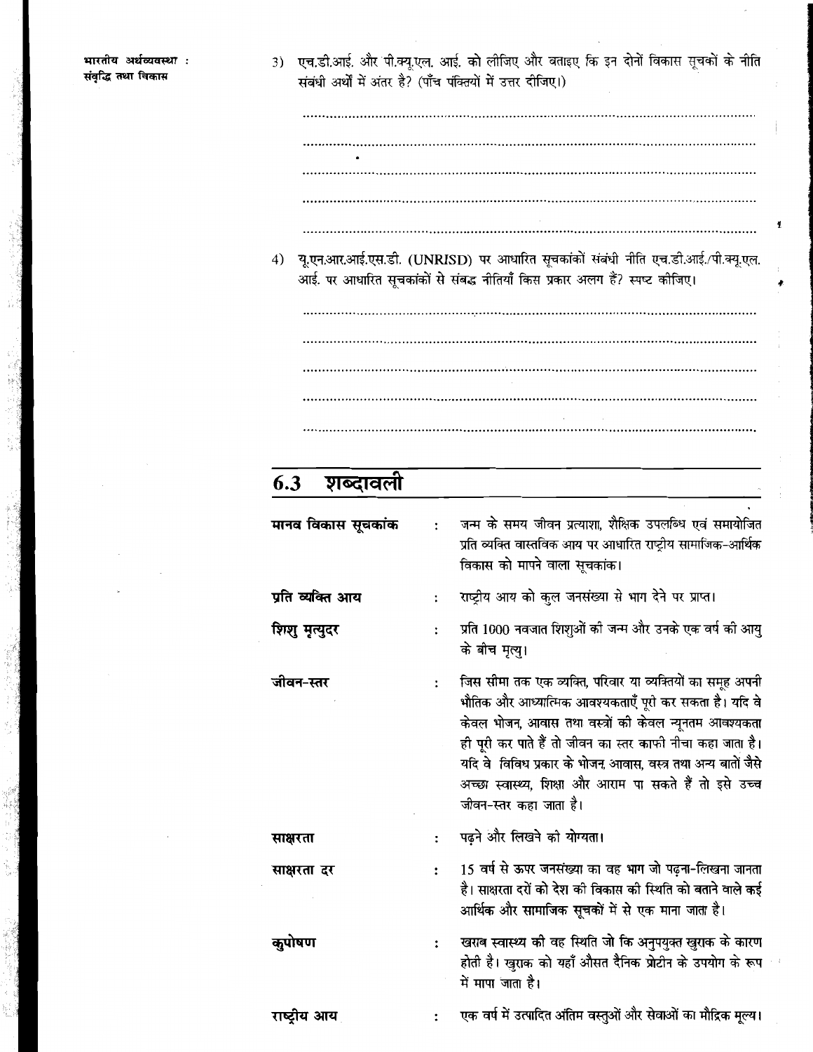3) एच.डी.आई. और पी.क्यू.एल. आई. को लीजिए और बताइए कि इन दोनों विकास सूचकों के नीति संबंधी अर्थों में अंतर है? (पाँच पंक्तियों में उत्तर दीजिए।)

.......................................................................................................................

.......................................................................................................................

.......................................................................................................................

.......................................................................................................................

.......................................................................................................................

4) यू.एन.आर.आई.एस.डी. (UNRISD) पर आधारित सूचकांकों संबंधी नीति एच.डी.आई./पी.क्यू.एल. आई. पर आधारित सूचकांकों से संबद्ध नीतियाँ किस प्रकार अलग हैं? स्पष्ट कीजिए।

.......................................................................................................................

.......................................................................................................................

.......................................................................................................................

.......................................................................................................................

.......................................................................................................................

## 6.3 शब्दावली

**मानव विकास सूचकांक** : जन्म के समय जीवन प्रत्याशा, शैक्षिक उपलब्धि एवं समायोजित प्रति व्यक्ति वास्तविक आय पर आधारित राष्ट्रीय सामाजिक-आर्थिक विकास को मापने वाला सूचकांक।

**प्रति व्यक्ति आय** : राष्ट्रीय आय को कुल जनसंख्या से भाग देने पर प्राप्त।

**शिशु मृत्युदर** : प्रति 1000 नवजात शिशुओं की जन्म और उनके एक वर्ष की आयु के बीच मृत्यु।

**जीवन-स्तर** : जिस सीमा तक एक व्यक्ति, परिवार या व्यक्तियों का समूह अपनी भौतिक और आध्यात्मिक आवश्यकताएँ पूरो कर सकता है। यदि वे केवल भोजन, आवास तथा वस्त्रों की केवल न्यूनतम आवश्यकता ही पूरी कर पाते हैं तो जीवन का स्तर काफी नीचा कहा जाता है। यदि वे विविध प्रकार के भोजन, आवास, वस्त्र तथा अन्य बातों जैसे अच्छा स्वास्थ्य, शिक्षा और आराम पा सकते हैं तो इसे उच्च जीवन-स्तर कहा जाता है।

**साक्षरता** : पढ़ने और लिखने को योग्यता।

**साक्षरता दर** : 15 वर्ष से ऊपर जनसंख्या का वह भाग जो पढ़ना-लिखना जानता है। साक्षरता दरों को देश की विकास की स्थिति को बताने वाले कई आर्थिक और सामाजिक सूचकों में से एक माना जाता है।

**कुपोषण** : खराब स्वास्थ्य की वह स्थिति जो कि अनुपयुक्त खुराक के कारण होती है। खुराक को यहाँ औसत दैनिक प्रोटीन के उपयोग के रूप में मापा जाता है।

**राष्ट्रीय आय** : एक वर्ष में उत्पादित अंतिम वस्तुओं और सेवाओं का मौद्रिक मूल्य।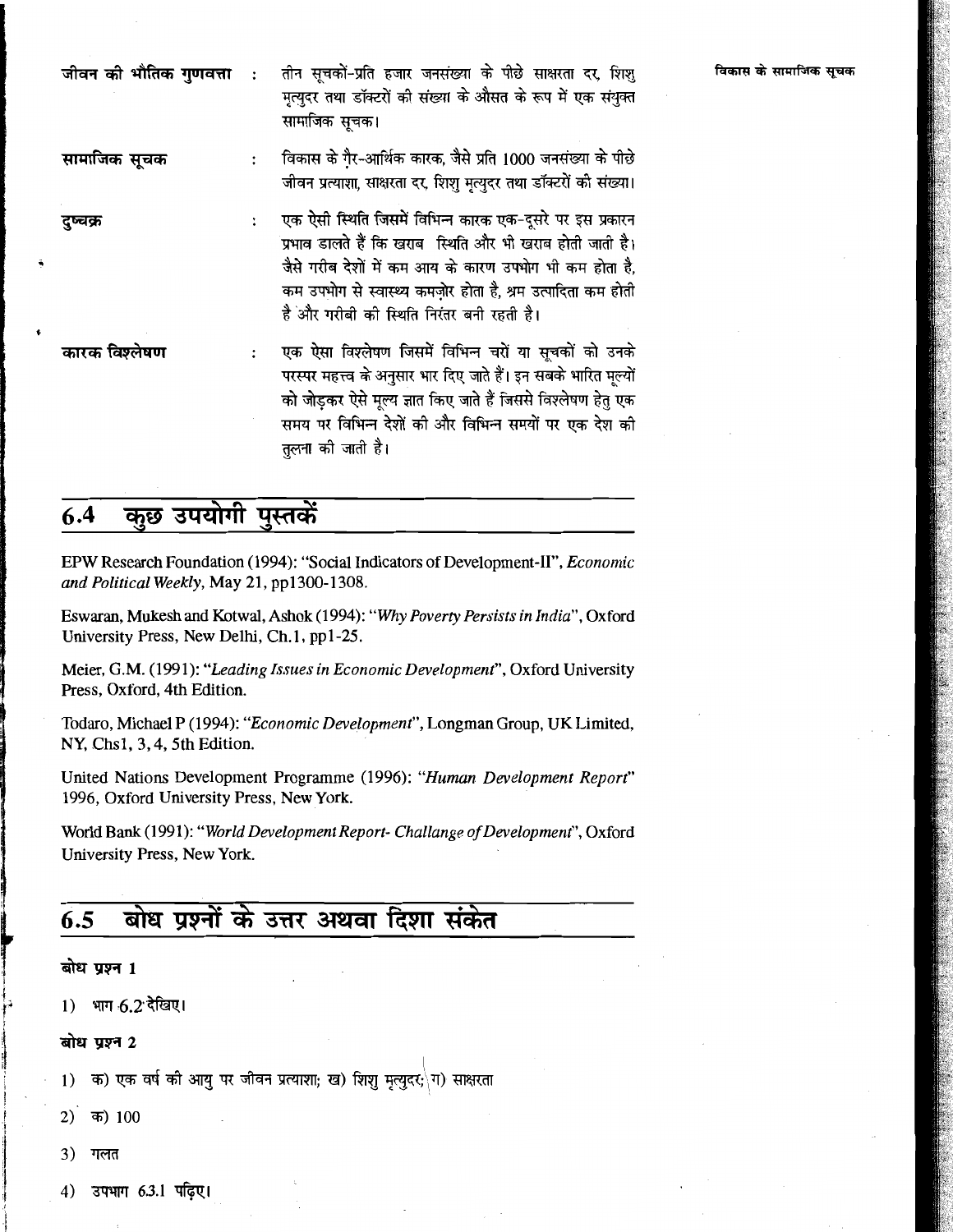**जीवन की भौतिक गुणवत्ता** : तीन सूचकों-प्रति हजार जनसंख्या के पीछे साक्षरता दर, शिशु मृत्युदर तथा डॉक्टरों की संख्या के औसत के रूप में एक संयुक्त सामाजिक सूचक।

**सामाजिक सूचक** : विकास के ग़ैर-आर्थिक कारक, जैसे प्रति 1000 जनसंख्या के पीछे जीवन प्रत्याशा, साक्षरता दर, शिशु मृत्युदर तथा डॉक्टरों की संख्या।

**दुष्चक्र** : एक ऐसी स्थिति जिसमें विभिन्न कारक एक-दूसरे पर इस प्रकारन प्रभाव डालते हैं कि खराब स्थिति और भी खराब होती जाती है। जैसे गरीब देशों में कम आय के कारण उपभोग भी कम होता है, कम उपभोग से स्वास्थ्य कमज़ोर होता है, श्रम उत्पादिता कम होती है और गरीबी की स्थिति निरंतर बनी रहती है।

**कारक विश्लेषण** : एक ऐसा विश्लेषण जिसमें विभिन्न चरों या सूचकों को उनके परस्पर महत्त्व के अनुसार भार दिए जाते हैं। इन सबके भारित मूल्यों को जोड़कर ऐसे मूल्य ज्ञात किए जाते हैं जिससे विश्लेषण हेतु एक समय पर विभिन्न देशों की और विभिन्न समयों पर एक देश की तुलना की जाती है।

## 6.4 कुछ उपयोगी पुस्तकें

EPW Research Foundation (1994): "Social Indicators of Development-II", *Economic and Political Weekly*, May 21, pp1300-1308.

Eswaran, Mukesh and Kotwal, Ashok (1994): "*Why Poverty Persists in India*", Oxford University Press, New Delhi, Ch.1, pp1-25.

Meier, G.M. (1991): "*Leading Issues in Economic Development*", Oxford University Press, Oxford, 4th Edition.

Todaro, Michael P (1994): "*Economic Development*", Longman Group, UK Limited, NY, Chs1, 3, 4, 5th Edition.

United Nations Development Programme (1996): "*Human Development Report*" 1996, Oxford University Press, New York.

World Bank (1991): "*World Development Report- Challange of Development*", Oxford University Press, New York.

## 6.5 बोध प्रश्नों के उत्तर अथवा दिशा संकेत

**बोध प्रश्न 1**

1) भाग 6.2 देखिए।

**बोध प्रश्न 2**

1) क) एक वर्ष की आयु पर जीवन प्रत्याशा; ख) शिशु मृत्युदर; ग) साक्षरता

2) क) 100

3) गलत

4) उपभाग 6.3.1 पढ़िए।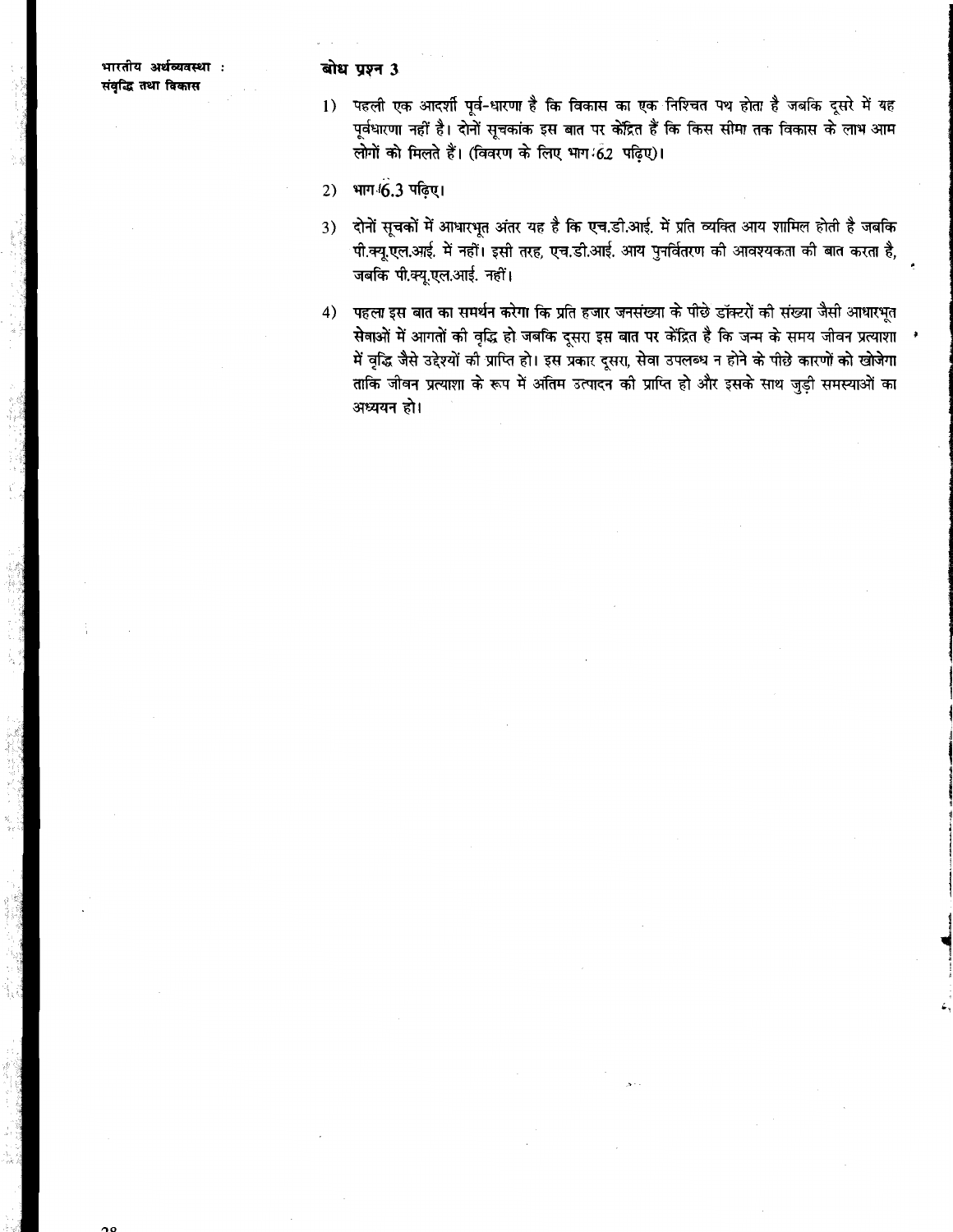## बोध प्रश्न 3

1) पहली एक आदर्शी पूर्व-धारणा है कि विकास का एक निश्चित पथ होता है जबकि दूसरे में यह पूर्वधारणा नहीं है। दोनों सूचकांक इस बात पर केंद्रित हैं कि किस सीमा तक विकास के लाभ आम लोगों को मिलते हैं। (विवरण के लिए भाग 6.2 पढ़िए)।

2) भाग 6.3 पढ़िए।

3) दोनों सूचकों में आधारभूत अंतर यह है कि एच.डी.आई. में प्रति व्यक्ति आय शामिल होती है जबकि पी.क्यू.एल.आई. में नहीं। इसी तरह, एच.डी.आई. आय पुनर्वितरण की आवश्यकता की बात करता है, जबकि पी.क्यू.एल.आई. नहीं।

4) पहला इस बात का समर्थन करेगा कि प्रति हजार जनसंख्या के पीछे डॉक्टरों की संख्या जैसी आधारभूत सेवाओं में आगतों की वृद्धि हो जबकि दूसरा इस बात पर केंद्रित है कि जन्म के समय जीवन प्रत्याशा में वृद्धि जैसे उद्देश्यों की प्राप्ति हो। इस प्रकार दूसरा, सेवा उपलब्ध न होने के पीछे कारणों को खोजेगा ताकि जीवन प्रत्याशा के रूप में अंतिम उत्पादन की प्राप्ति हो और इसके साथ जुड़ी समस्याओं का अध्ययन हो।